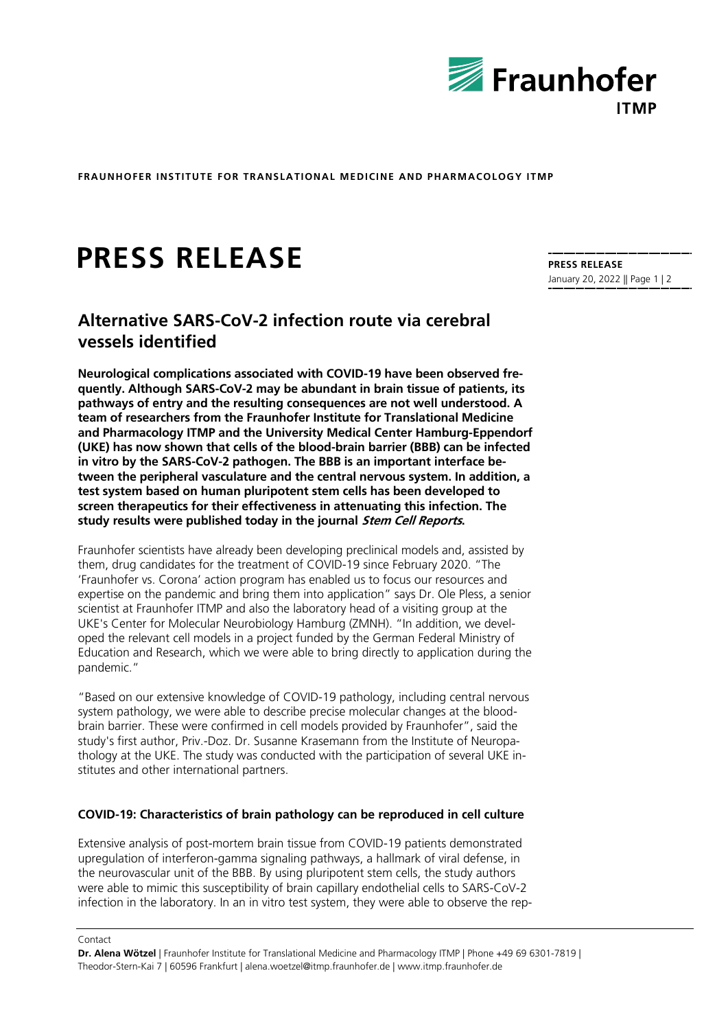**FRAUNHOFER INSTITUTE FOR TRANSLATIONAL MEDICINE AND PHARMACOLOGY ITMP**

# PRESS RELEASE

**PRESS RELEASE**
January 20, 2022

## Alternative SARS-CoV-2 infection route via cerebral vessels identified

**Neurological complications associated with COVID-19 have been observed frequently. Although SARS-CoV-2 may be abundant in brain tissue of patients, its pathways of entry and the resulting consequences are not well understood. A team of researchers from the Fraunhofer Institute for Translational Medicine and Pharmacology ITMP and the University Medical Center Hamburg-Eppendorf (UKE) has now shown that cells of the blood-brain barrier (BBB) can be infected in vitro by the SARS-CoV-2 pathogen. The BBB is an important interface between the peripheral vasculature and the central nervous system. In addition, a test system based on human pluripotent stem cells has been developed to screen therapeutics for their effectiveness in attenuating this infection. The study results were published today in the journal *Stem Cell Reports*.**

Fraunhofer scientists have already been developing preclinical models and, assisted by them, drug candidates for the treatment of COVID-19 since February 2020. "The 'Fraunhofer vs. Corona' action program has enabled us to focus our resources and expertise on the pandemic and bring them into application" says Dr. Ole Pless, a senior scientist at Fraunhofer ITMP and also the laboratory head of a visiting group at the UKE's Center for Molecular Neurobiology Hamburg (ZMNH). "In addition, we developed the relevant cell models in a project funded by the German Federal Ministry of Education and Research, which we were able to bring directly to application during the pandemic."

"Based on our extensive knowledge of COVID-19 pathology, including central nervous system pathology, we were able to describe precise molecular changes at the blood-brain barrier. These were confirmed in cell models provided by Fraunhofer", said the study's first author, Priv.-Doz. Dr. Susanne Krasemann from the Institute of Neuropathology at the UKE. The study was conducted with the participation of several UKE institutes and other international partners.

### COVID-19: Characteristics of brain pathology can be reproduced in cell culture

Extensive analysis of post-mortem brain tissue from COVID-19 patients demonstrated upregulation of interferon-gamma signaling pathways, a hallmark of viral defense, in the neurovascular unit of the BBB. By using pluripotent stem cells, the study authors were able to mimic this susceptibility of brain capillary endothelial cells to SARS-CoV-2 infection in the laboratory. In an in vitro test system, they were able to observe the rep-

Contact

**Dr. Alena Wötzel** | Fraunhofer Institute for Translational Medicine and Pharmacology ITMP | Phone +49 69 6301-7819 | Theodor-Stern-Kai 7 | 60596 Frankfurt | alena.woetzel@itmp.fraunhofer.de | www.itmp.fraunhofer.de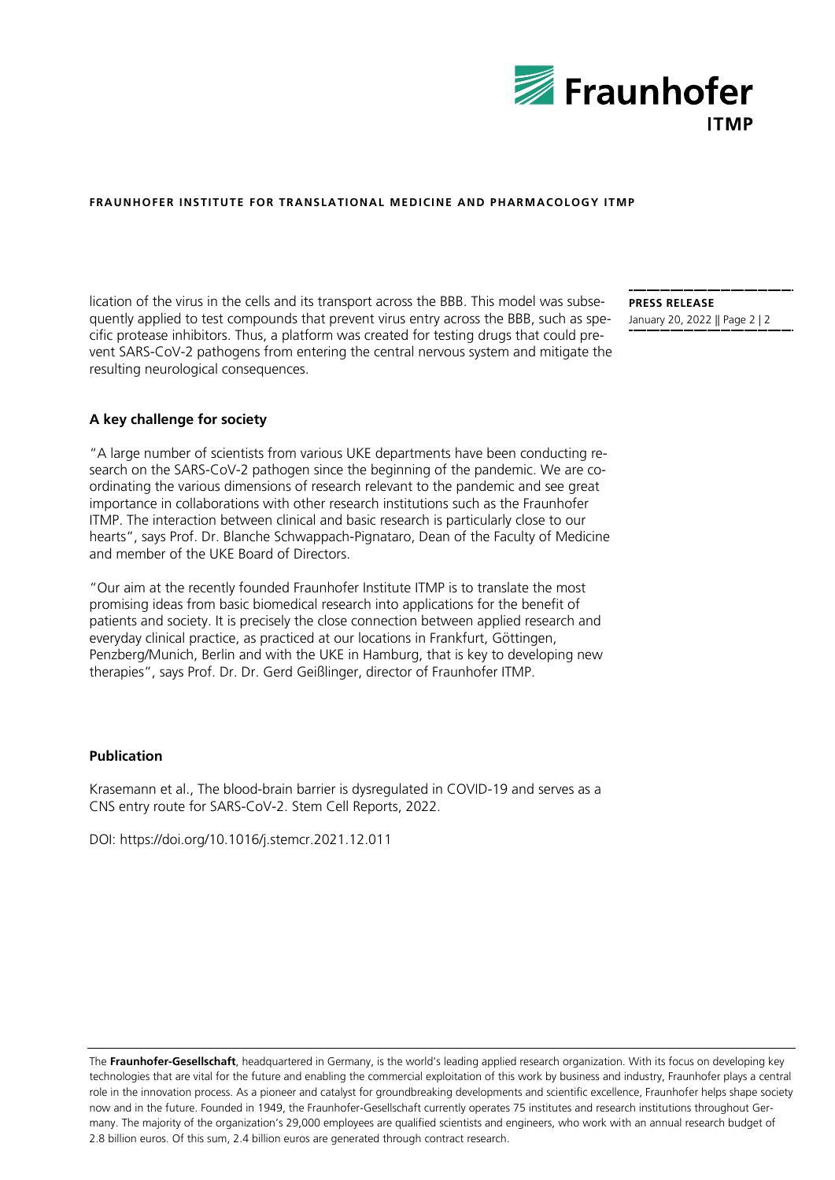lication of the virus in the cells and its transport across the BBB. This model was subsequently applied to test compounds that prevent virus entry across the BBB, such as specific protease inhibitors. Thus, a platform was created for testing drugs that could prevent SARS-CoV-2 pathogens from entering the central nervous system and mitigate the resulting neurological consequences.

### A key challenge for society

"A large number of scientists from various UKE departments have been conducting research on the SARS-CoV-2 pathogen since the beginning of the pandemic. We are coordinating the various dimensions of research relevant to the pandemic and see great importance in collaborations with other research institutions such as the Fraunhofer ITMP. The interaction between clinical and basic research is particularly close to our hearts", says Prof. Dr. Blanche Schwappach-Pignataro, Dean of the Faculty of Medicine and member of the UKE Board of Directors.

"Our aim at the recently founded Fraunhofer Institute ITMP is to translate the most promising ideas from basic biomedical research into applications for the benefit of patients and society. It is precisely the close connection between applied research and everyday clinical practice, as practiced at our locations in Frankfurt, Göttingen, Penzberg/Munich, Berlin and with the UKE in Hamburg, that is key to developing new therapies", says Prof. Dr. Dr. Gerd Geißlinger, director of Fraunhofer ITMP.

### Publication

Krasemann et al., The blood-brain barrier is dysregulated in COVID-19 and serves as a CNS entry route for SARS-CoV-2. Stem Cell Reports, 2022.

DOI: https://doi.org/10.1016/j.stemcr.2021.12.011

The **Fraunhofer-Gesellschaft**, headquartered in Germany, is the world's leading applied research organization. With its focus on developing key technologies that are vital for the future and enabling the commercial exploitation of this work by business and industry, Fraunhofer plays a central role in the innovation process. As a pioneer and catalyst for groundbreaking developments and scientific excellence, Fraunhofer helps shape society now and in the future. Founded in 1949, the Fraunhofer-Gesellschaft currently operates 75 institutes and research institutions throughout Germany. The majority of the organization's 29,000 employees are qualified scientists and engineers, who work with an annual research budget of 2.8 billion euros. Of this sum, 2.4 billion euros are generated through contract research.